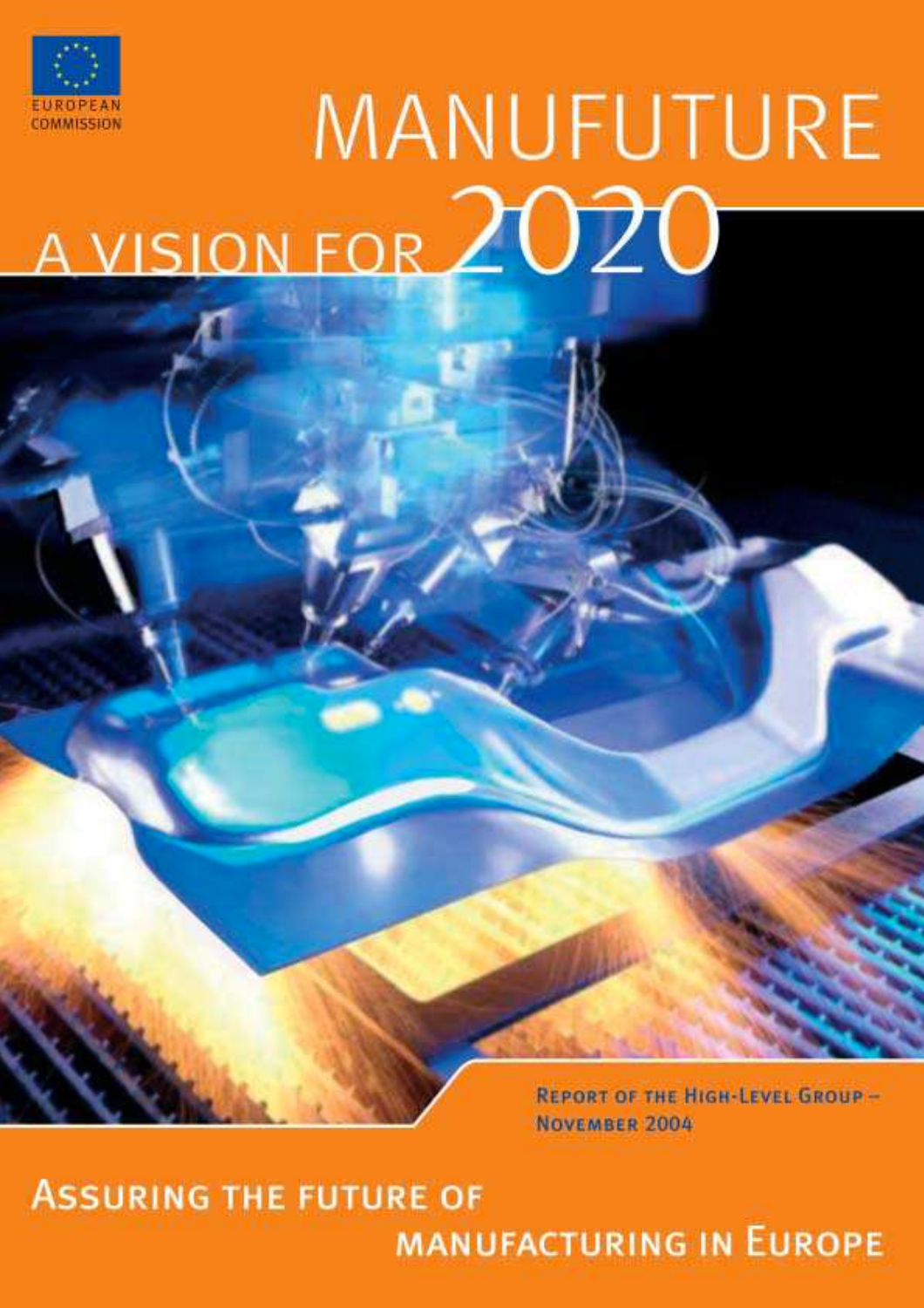EUROPEAN COMMISSION

# MANUFUTURE

## A VISION FOR 2020

REPORT OF THE HIGH-LEVEL GROUP – NOVEMBER 2004

**ASSURING THE FUTURE OF MANUFACTURING IN EUROPE**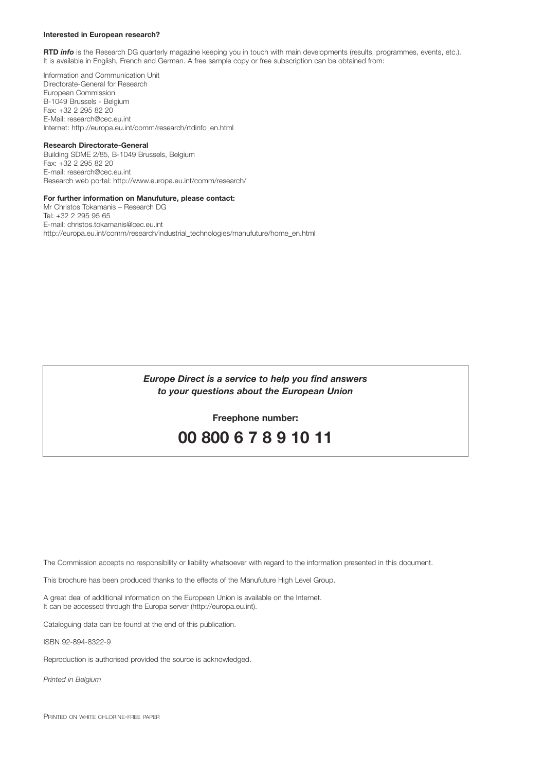**Interested in European research?**

**RTD *info*** is the Research DG quarterly magazine keeping you in touch with main developments (results, programmes, events, etc.). It is available in English, French and German. A free sample copy or free subscription can be obtained from:

Information and Communication Unit
Directorate-General for Research
European Commission
B-1049 Brussels - Belgium
Fax: +32 2 295 82 20
E-Mail: research@cec.eu.int
Internet: http://europa.eu.int/comm/research/rtdinfo_en.html

**Research Directorate-General**
Building SDME 2/85, B-1049 Brussels, Belgium
Fax: +32 2 295 82 20
E-mail: research@cec.eu.int
Research web portal: http://www.europa.eu.int/comm/research/

**For further information on Manufuture, please contact:**
Mr Christos Tokamanis – Research DG
Tel: +32 2 295 95 65
E-mail: christos.tokamanis@cec.eu.int
http://europa.eu.int/comm/research/industrial_technologies/manufuture/home_en.html

***Europe Direct is a service to help you find answers to your questions about the European Union***

**Freephone number:**

## 00 800 6 7 8 9 10 11

The Commission accepts no responsibility or liability whatsoever with regard to the information presented in this document.

This brochure has been produced thanks to the effects of the Manufuture High Level Group.

A great deal of additional information on the European Union is available on the Internet. It can be accessed through the Europa server (http://europa.eu.int).

Cataloguing data can be found at the end of this publication.

ISBN 92-894-8322-9

Reproduction is authorised provided the source is acknowledged.

*Printed in Belgium*

PRINTED ON WHITE CHLORINE-FREE PAPER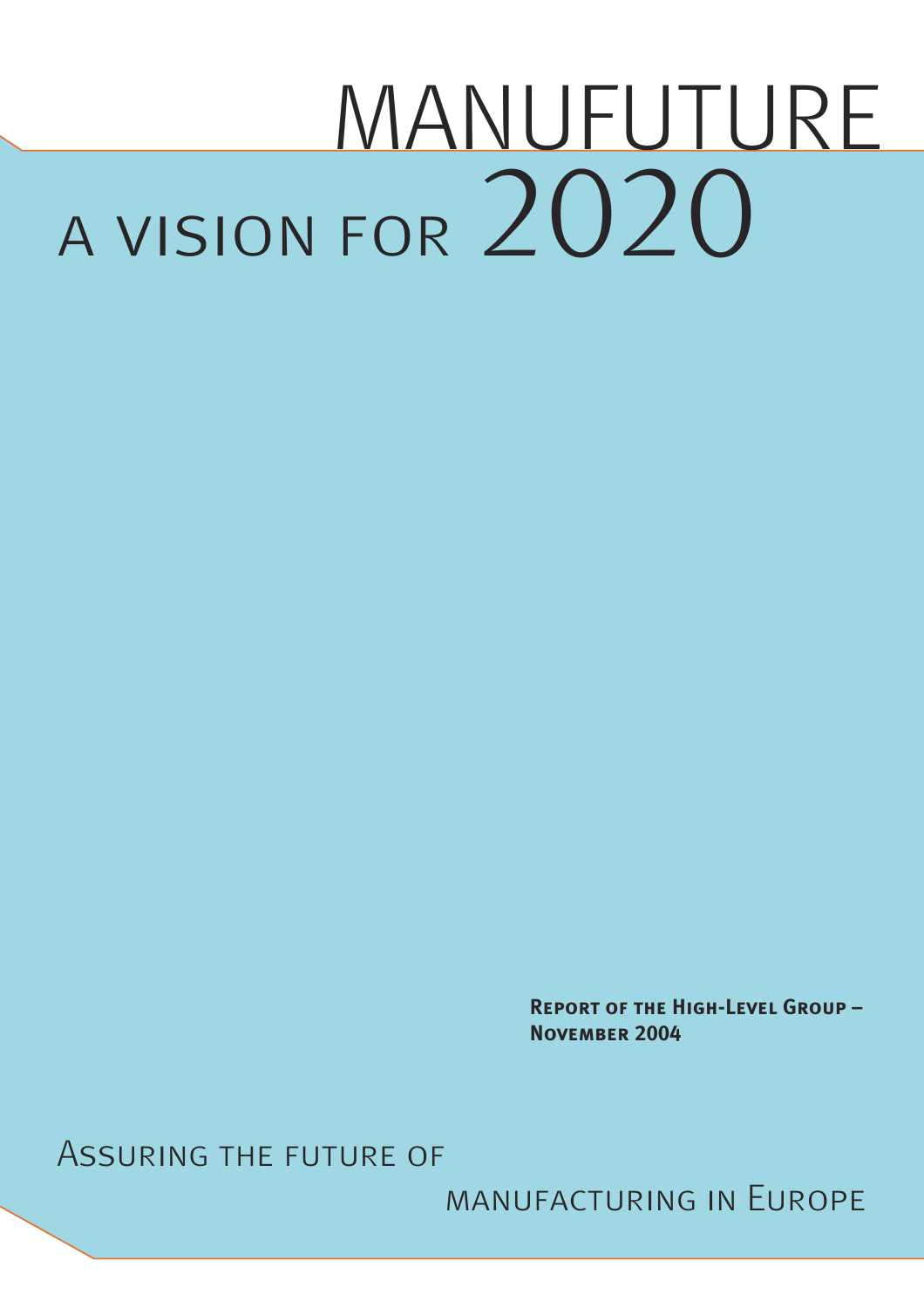# MANUFUTURE

# A VISION FOR 2020

**Report of the High-Level Group – November 2004**

Assuring the future of manufacturing in Europe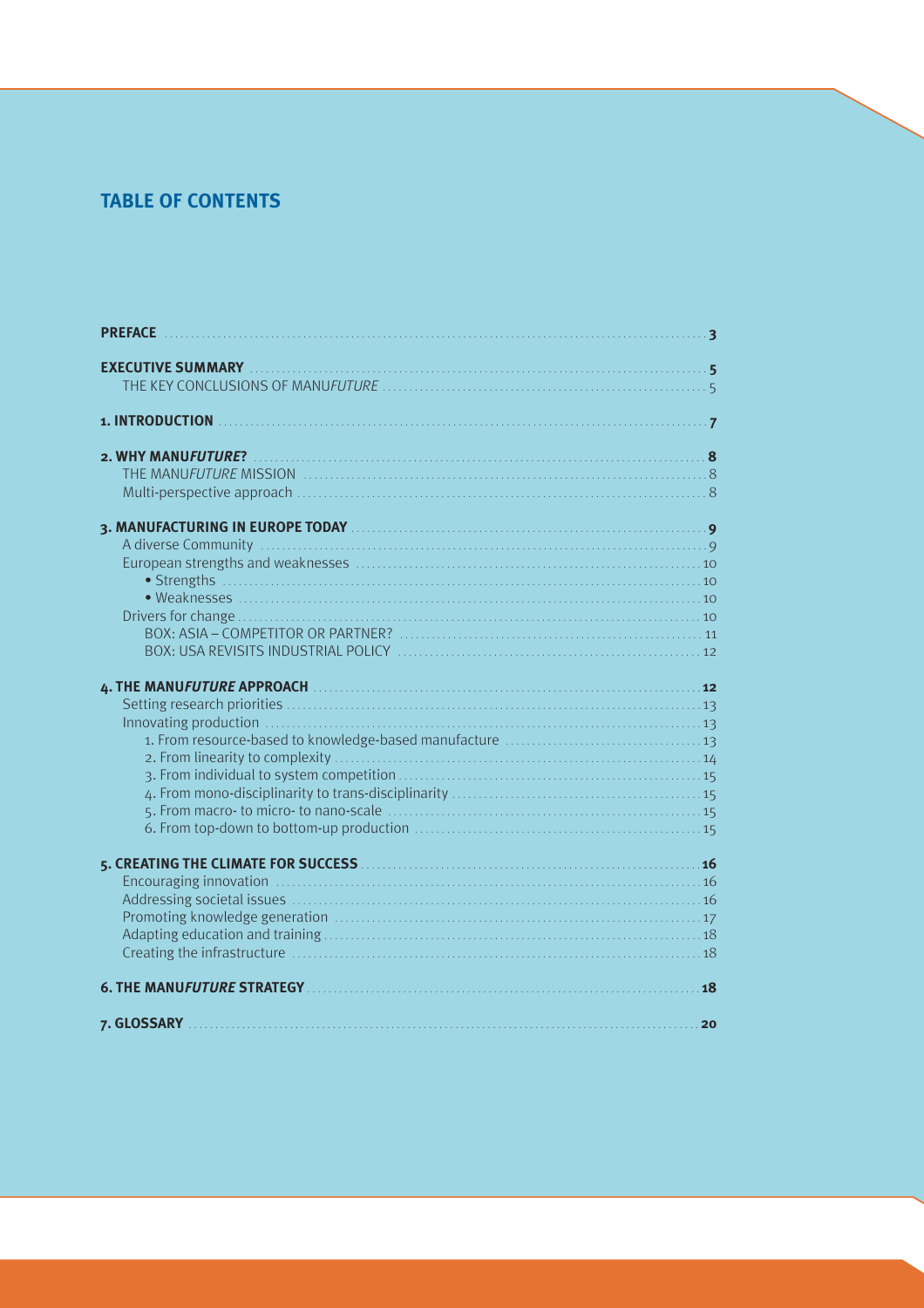# TABLE OF CONTENTS

**PREFACE** ..... **3**

**EXECUTIVE SUMMARY** ..... **5**
- THE KEY CONCLUSIONS OF MANU*FUTURE* ..... 5

**1. INTRODUCTION** ..... **7**

**2. WHY MANU*FUTURE*?** ..... **8**
- THE MANU*FUTURE* MISSION ..... 8
- Multi-perspective approach ..... 8

**3. MANUFACTURING IN EUROPE TODAY** ..... **9**
- A diverse Community ..... 9
- European strengths and weaknesses ..... 10
  - • Strengths ..... 10
  - • Weaknesses ..... 10
- Drivers for change ..... 10
  - BOX: ASIA – COMPETITOR OR PARTNER? ..... 11
  - BOX: USA REVISITS INDUSTRIAL POLICY ..... 12

**4. THE MANU*FUTURE* APPROACH** ..... **12**
- Setting research priorities ..... 13
- Innovating production ..... 13
  - 1. From resource-based to knowledge-based manufacture ..... 13
  - 2. From linearity to complexity ..... 14
  - 3. From individual to system competition ..... 15
  - 4. From mono-disciplinarity to trans-disciplinarity ..... 15
  - 5. From macro- to micro- to nano-scale ..... 15
  - 6. From top-down to bottom-up production ..... 15

**5. CREATING THE CLIMATE FOR SUCCESS** ..... **16**
- Encouraging innovation ..... 16
- Addressing societal issues ..... 16
- Promoting knowledge generation ..... 17
- Adapting education and training ..... 18
- Creating the infrastructure ..... 18

**6. THE MANU*FUTURE* STRATEGY** ..... **18**

**7. GLOSSARY** ..... **20**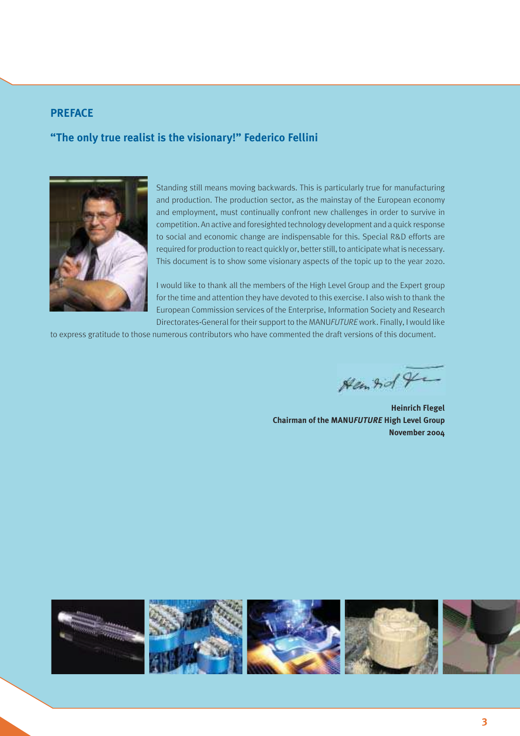## PREFACE

### "The only true realist is the visionary!" Federico Fellini

Standing still means moving backwards. This is particularly true for manufacturing and production. The production sector, as the mainstay of the European economy and employment, must continually confront new challenges in order to survive in competition. An active and foresighted technology development and a quick response to social and economic change are indispensable for this. Special R&D efforts are required for production to react quickly or, better still, to anticipate what is necessary. This document is to show some visionary aspects of the topic up to the year 2020.

I would like to thank all the members of the High Level Group and the Expert group for the time and attention they have devoted to this exercise. I also wish to thank the European Commission services of the Enterprise, Information Society and Research Directorates-General for their support to the MANU*FUTURE* work. Finally, I would like to express gratitude to those numerous contributors who have commented the draft versions of this document.

**Heinrich Flegel**
**Chairman of the MANU*FUTURE* High Level Group**
**November 2004**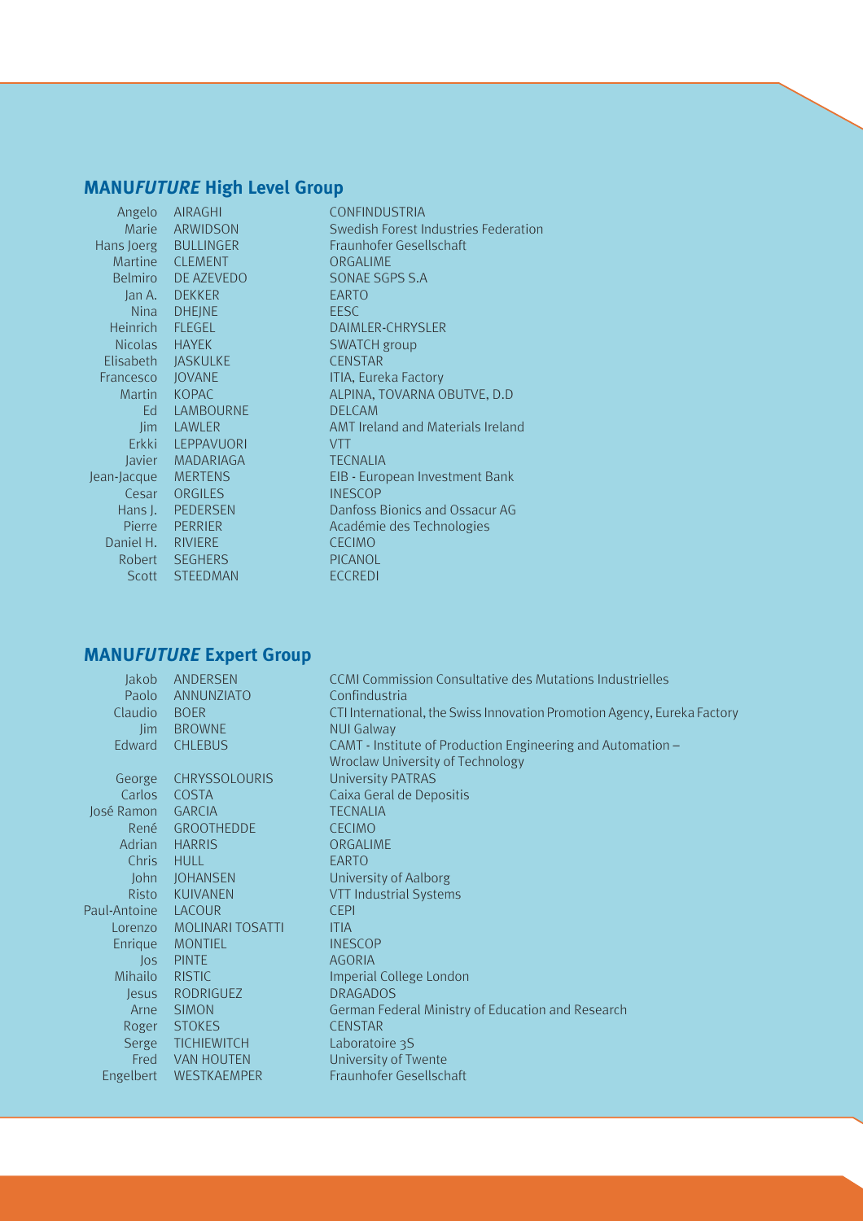## MANU*FUTURE* High Level Group

| | | |
|---|---|---|
| Angelo | AIRAGHI | CONFINDUSTRIA |
| Marie | ARWIDSON | Swedish Forest Industries Federation |
| Hans Joerg | BULLINGER | Fraunhofer Gesellschaft |
| Martine | CLEMENT | ORGALIME |
| Belmiro | DE AZEVEDO | SONAE SGPS S.A |
| Jan A. | DEKKER | EARTO |
| Nina | DHEJNE | EESC |
| Heinrich | FLEGEL | DAIMLER-CHRYSLER |
| Nicolas | HAYEK | SWATCH group |
| Elisabeth | JASKULKE | CENSTAR |
| Francesco | JOVANE | ITIA, Eureka Factory |
| Martin | KOPAC | ALPINA, TOVARNA OBUTVE, D.D |
| Ed | LAMBOURNE | DELCAM |
| Jim | LAWLER | AMT Ireland and Materials Ireland |
| Erkki | LEPPAVUORI | VTT |
| Javier | MADARIAGA | TECNALIA |
| Jean-Jacque | MERTENS | EIB - European Investment Bank |
| Cesar | ORGILES | INESCOP |
| Hans J. | PEDERSEN | Danfoss Bionics and Ossacur AG |
| Pierre | PERRIER | Académie des Technologies |
| Daniel H. | RIVIERE | CECIMO |
| Robert | SEGHERS | PICANOL |
| Scott | STEEDMAN | ECCREDI |

## MANU*FUTURE* Expert Group

| | | |
|---|---|---|
| Jakob | ANDERSEN | CCMI Commission Consultative des Mutations Industrielles |
| Paolo | ANNUNZIATO | Confindustria |
| Claudio | BOER | CTI International, the Swiss Innovation Promotion Agency, Eureka Factory |
| Jim | BROWNE | NUI Galway |
| Edward | CHLEBUS | CAMT - Institute of Production Engineering and Automation – Wroclaw University of Technology |
| George | CHRYSSOLOURIS | University PATRAS |
| Carlos | COSTA | Caixa Geral de Depositis |
| José Ramon | GARCIA | TECNALIA |
| René | GROOTHEDDE | CECIMO |
| Adrian | HARRIS | ORGALIME |
| Chris | HULL | EARTO |
| John | JOHANSEN | University of Aalborg |
| Risto | KUIVANEN | VTT Industrial Systems |
| Paul-Antoine | LACOUR | CEPI |
| Lorenzo | MOLINARI TOSATTI | ITIA |
| Enrique | MONTIEL | INESCOP |
| Jos | PINTE | AGORIA |
| Mihailo | RISTIC | Imperial College London |
| Jesus | RODRIGUEZ | DRAGADOS |
| Arne | SIMON | German Federal Ministry of Education and Research |
| Roger | STOKES | CENSTAR |
| Serge | TICHIEWITCH | Laboratoire 3S |
| Fred | VAN HOUTEN | University of Twente |
| Engelbert | WESTKAEMPER | Fraunhofer Gesellschaft |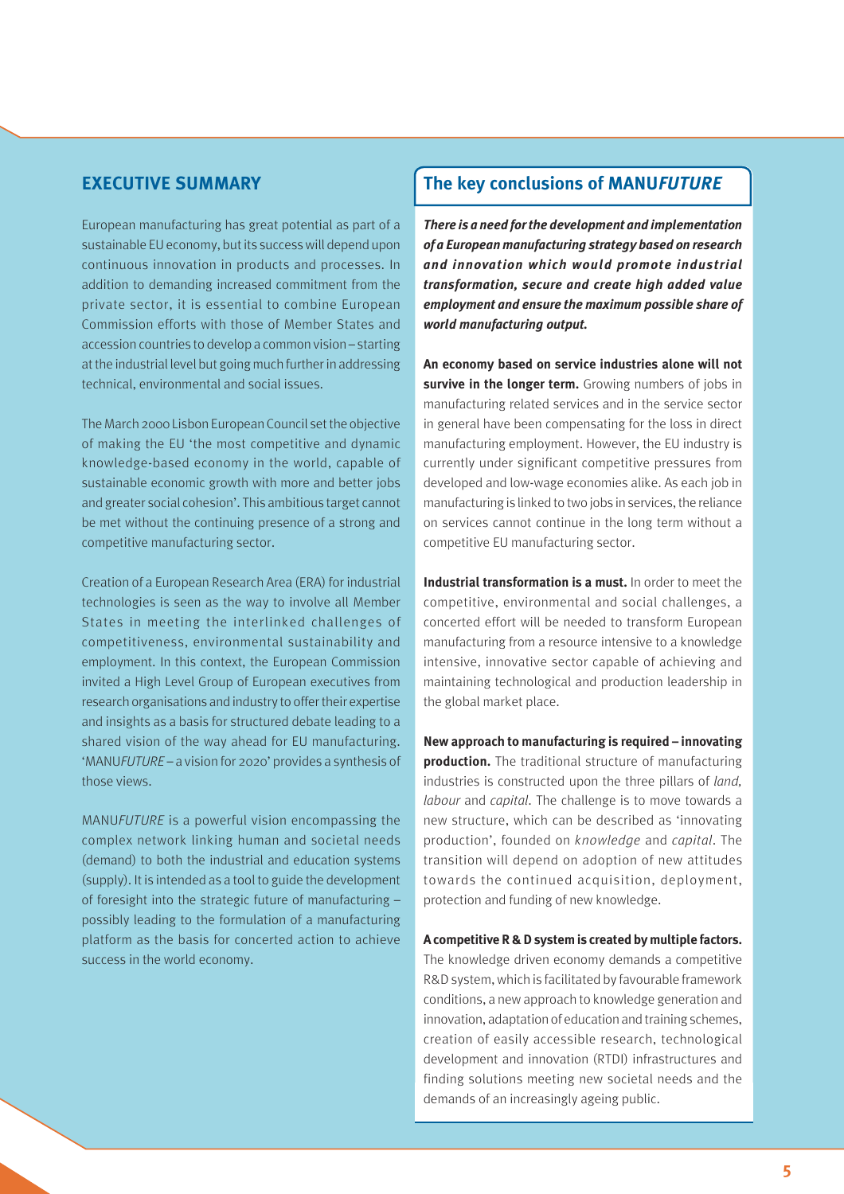## EXECUTIVE SUMMARY

European manufacturing has great potential as part of a sustainable EU economy, but its success will depend upon continuous innovation in products and processes. In addition to demanding increased commitment from the private sector, it is essential to combine European Commission efforts with those of Member States and accession countries to develop a common vision – starting at the industrial level but going much further in addressing technical, environmental and social issues.

The March 2000 Lisbon European Council set the objective of making the EU 'the most competitive and dynamic knowledge-based economy in the world, capable of sustainable economic growth with more and better jobs and greater social cohesion'. This ambitious target cannot be met without the continuing presence of a strong and competitive manufacturing sector.

Creation of a European Research Area (ERA) for industrial technologies is seen as the way to involve all Member States in meeting the interlinked challenges of competitiveness, environmental sustainability and employment. In this context, the European Commission invited a High Level Group of European executives from research organisations and industry to offer their expertise and insights as a basis for structured debate leading to a shared vision of the way ahead for EU manufacturing. 'MANU*FUTURE* – a vision for 2020' provides a synthesis of those views.

MANU*FUTURE* is a powerful vision encompassing the complex network linking human and societal needs (demand) to both the industrial and education systems (supply). It is intended as a tool to guide the development of foresight into the strategic future of manufacturing – possibly leading to the formulation of a manufacturing platform as the basis for concerted action to achieve success in the world economy.

## The key conclusions of MANU*FUTURE*

***There is a need for the development and implementation of a European manufacturing strategy based on research and innovation which would promote industrial transformation, secure and create high added value employment and ensure the maximum possible share of world manufacturing output.***

**An economy based on service industries alone will not survive in the longer term.** Growing numbers of jobs in manufacturing related services and in the service sector in general have been compensating for the loss in direct manufacturing employment. However, the EU industry is currently under significant competitive pressures from developed and low-wage economies alike. As each job in manufacturing is linked to two jobs in services, the reliance on services cannot continue in the long term without a competitive EU manufacturing sector.

**Industrial transformation is a must.** In order to meet the competitive, environmental and social challenges, a concerted effort will be needed to transform European manufacturing from a resource intensive to a knowledge intensive, innovative sector capable of achieving and maintaining technological and production leadership in the global market place.

**New approach to manufacturing is required – innovating production.** The traditional structure of manufacturing industries is constructed upon the three pillars of *land, labour* and *capital*. The challenge is to move towards a new structure, which can be described as 'innovating production', founded on *knowledge* and *capital*. The transition will depend on adoption of new attitudes towards the continued acquisition, deployment, protection and funding of new knowledge.

**A competitive R & D system is created by multiple factors.** The knowledge driven economy demands a competitive R&D system, which is facilitated by favourable framework conditions, a new approach to knowledge generation and innovation, adaptation of education and training schemes, creation of easily accessible research, technological development and innovation (RTDI) infrastructures and finding solutions meeting new societal needs and the demands of an increasingly ageing public.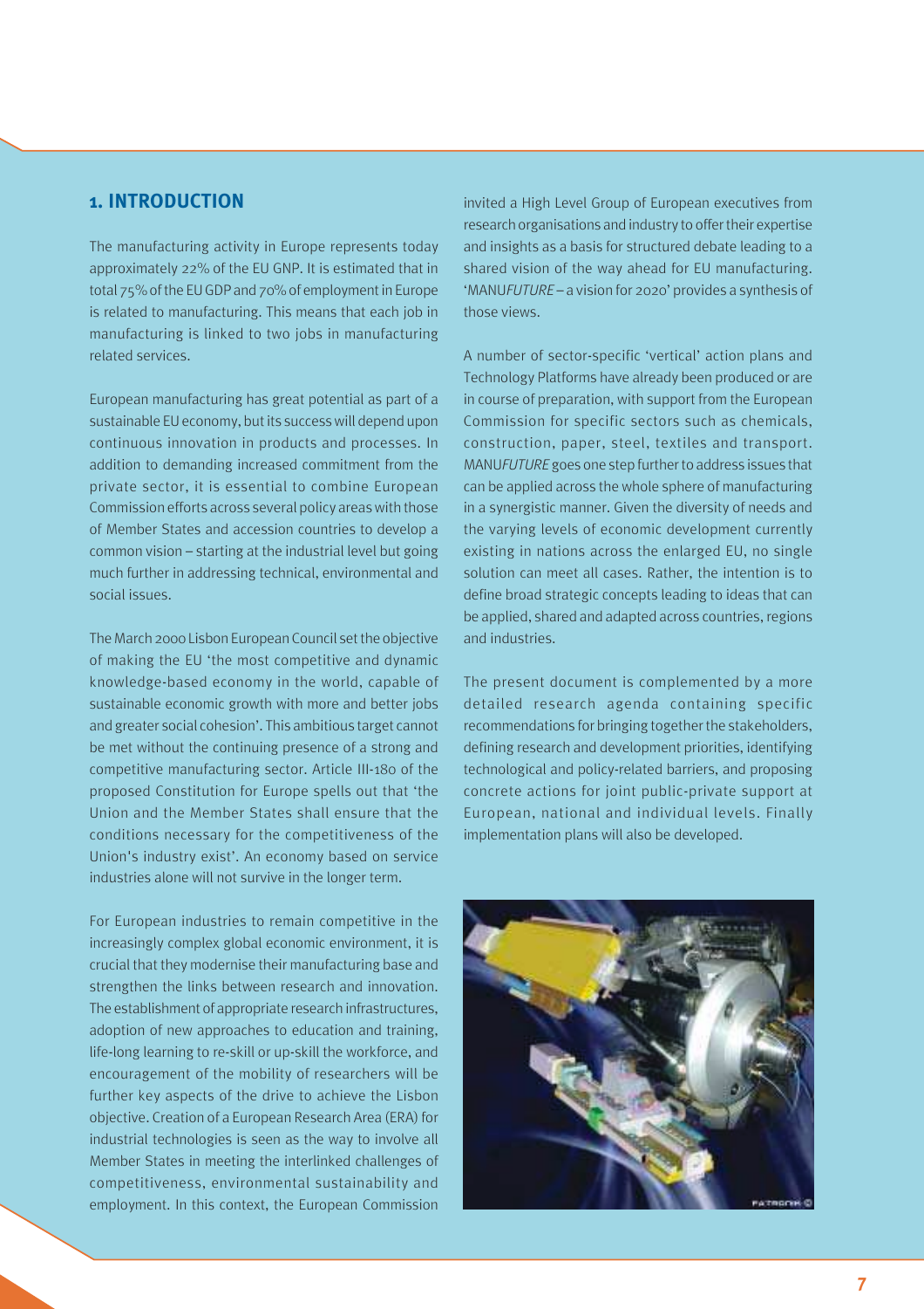## 1. INTRODUCTION

The manufacturing activity in Europe represents today approximately 22% of the EU GNP. It is estimated that in total 75% of the EU GDP and 70% of employment in Europe is related to manufacturing. This means that each job in manufacturing is linked to two jobs in manufacturing related services.

European manufacturing has great potential as part of a sustainable EU economy, but its success will depend upon continuous innovation in products and processes. In addition to demanding increased commitment from the private sector, it is essential to combine European Commission efforts across several policy areas with those of Member States and accession countries to develop a common vision – starting at the industrial level but going much further in addressing technical, environmental and social issues.

The March 2000 Lisbon European Council set the objective of making the EU 'the most competitive and dynamic knowledge-based economy in the world, capable of sustainable economic growth with more and better jobs and greater social cohesion'. This ambitious target cannot be met without the continuing presence of a strong and competitive manufacturing sector. Article III-180 of the proposed Constitution for Europe spells out that 'the Union and the Member States shall ensure that the conditions necessary for the competitiveness of the Union's industry exist'. An economy based on service industries alone will not survive in the longer term.

For European industries to remain competitive in the increasingly complex global economic environment, it is crucial that they modernise their manufacturing base and strengthen the links between research and innovation. The establishment of appropriate research infrastructures, adoption of new approaches to education and training, life-long learning to re-skill or up-skill the workforce, and encouragement of the mobility of researchers will be further key aspects of the drive to achieve the Lisbon objective. Creation of a European Research Area (ERA) for industrial technologies is seen as the way to involve all Member States in meeting the interlinked challenges of competitiveness, environmental sustainability and employment. In this context, the European Commission invited a High Level Group of European executives from research organisations and industry to offer their expertise and insights as a basis for structured debate leading to a shared vision of the way ahead for EU manufacturing. 'MANU*FUTURE* – a vision for 2020' provides a synthesis of those views.

A number of sector-specific 'vertical' action plans and Technology Platforms have already been produced or are in course of preparation, with support from the European Commission for specific sectors such as chemicals, construction, paper, steel, textiles and transport. MANU*FUTURE* goes one step further to address issues that can be applied across the whole sphere of manufacturing in a synergistic manner. Given the diversity of needs and the varying levels of economic development currently existing in nations across the enlarged EU, no single solution can meet all cases. Rather, the intention is to define broad strategic concepts leading to ideas that can be applied, shared and adapted across countries, regions and industries.

The present document is complemented by a more detailed research agenda containing specific recommendations for bringing together the stakeholders, defining research and development priorities, identifying technological and policy-related barriers, and proposing concrete actions for joint public-private support at European, national and individual levels. Finally implementation plans will also be developed.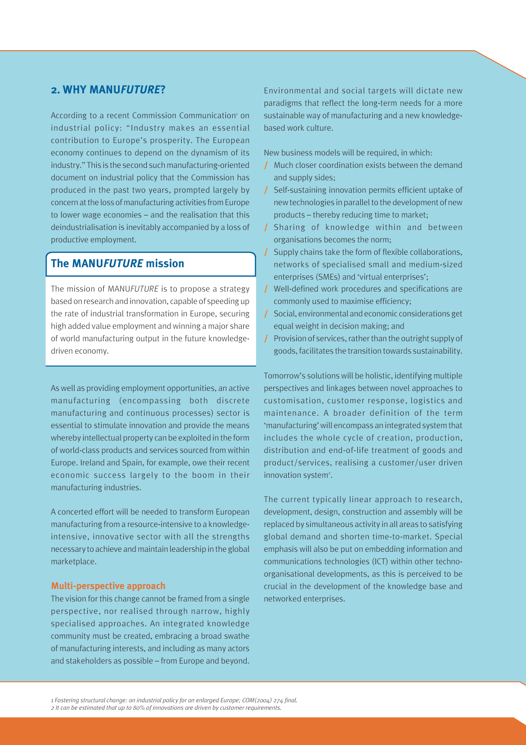## 2. WHY MANU*FUTURE*?

According to a recent Commission Communication[1] on industrial policy: "Industry makes an essential contribution to Europe's prosperity. The European economy continues to depend on the dynamism of its industry." This is the second such manufacturing-oriented document on industrial policy that the Commission has produced in the past two years, prompted largely by concern at the loss of manufacturing activities from Europe to lower wage economies – and the realisation that this deindustrialisation is inevitably accompanied by a loss of productive employment.

### The MANU*FUTURE* mission

The mission of MANU*FUTURE* is to propose a strategy based on research and innovation, capable of speeding up the rate of industrial transformation in Europe, securing high added value employment and winning a major share of world manufacturing output in the future knowledge-driven economy.

As well as providing employment opportunities, an active manufacturing (encompassing both discrete manufacturing and continuous processes) sector is essential to stimulate innovation and provide the means whereby intellectual property can be exploited in the form of world-class products and services sourced from within Europe. Ireland and Spain, for example, owe their recent economic success largely to the boom in their manufacturing industries.

A concerted effort will be needed to transform European manufacturing from a resource-intensive to a knowledge-intensive, innovative sector with all the strengths necessary to achieve and maintain leadership in the global marketplace.

### Multi-perspective approach

The vision for this change cannot be framed from a single perspective, nor realised through narrow, highly specialised approaches. An integrated knowledge community must be created, embracing a broad swathe of manufacturing interests, and including as many actors and stakeholders as possible – from Europe and beyond. Environmental and social targets will dictate new paradigms that reflect the long-term needs for a more sustainable way of manufacturing and a new knowledge-based work culture.

New business models will be required, in which:

- Much closer coordination exists between the demand and supply sides;
- Self-sustaining innovation permits efficient uptake of new technologies in parallel to the development of new products – thereby reducing time to market;
- Sharing of knowledge within and between organisations becomes the norm;
- Supply chains take the form of flexible collaborations, networks of specialised small and medium-sized enterprises (SMEs) and 'virtual enterprises';
- Well-defined work procedures and specifications are commonly used to maximise efficiency;
- Social, environmental and economic considerations get equal weight in decision making; and
- Provision of services, rather than the outright supply of goods, facilitates the transition towards sustainability.

Tomorrow's solutions will be holistic, identifying multiple perspectives and linkages between novel approaches to customisation, customer response, logistics and maintenance. A broader definition of the term 'manufacturing' will encompass an integrated system that includes the whole cycle of creation, production, distribution and end-of-life treatment of goods and product/services, realising a customer/user driven innovation system[2].

The current typically linear approach to research, development, design, construction and assembly will be replaced by simultaneous activity in all areas to satisfying global demand and shorten time-to-market. Special emphasis will also be put on embedding information and communications technologies (ICT) within other techno-organisational developments, as this is perceived to be crucial in the development of the knowledge base and networked enterprises.

*1 Fostering structural change: an industrial policy for an enlarged Europe; COM(2004) 274 final.*
*2 It can be estimated that up to 80% of innovations are driven by customer requirements.*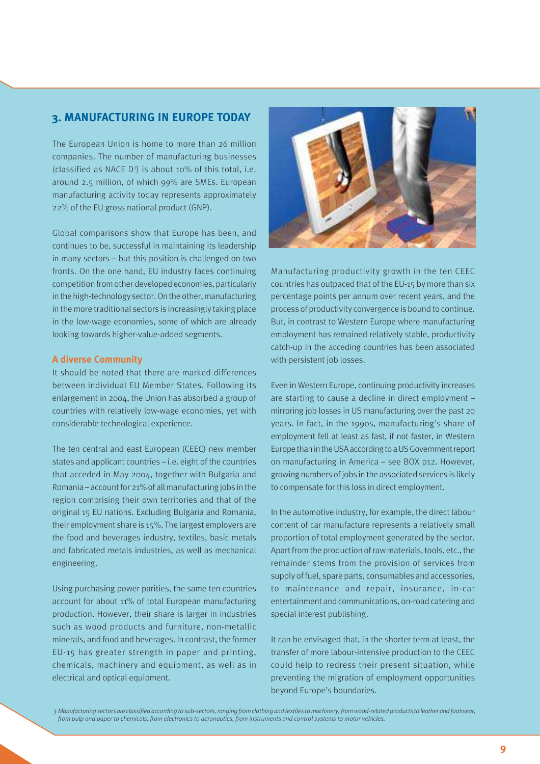## 3. MANUFACTURING IN EUROPE TODAY

The European Union is home to more than 26 million companies. The number of manufacturing businesses (classified as NACE D[3]) is about 10% of this total, i.e. around 2.5 million, of which 99% are SMEs. European manufacturing activity today represents approximately 22% of the EU gross national product (GNP).

Global comparisons show that Europe has been, and continues to be, successful in maintaining its leadership in many sectors – but this position is challenged on two fronts. On the one hand, EU industry faces continuing competition from other developed economies, particularly in the high-technology sector. On the other, manufacturing in the more traditional sectors is increasingly taking place in the low-wage economies, some of which are already looking towards higher-value-added segments.

### A diverse Community

It should be noted that there are marked differences between individual EU Member States. Following its enlargement in 2004, the Union has absorbed a group of countries with relatively low-wage economies, yet with considerable technological experience.

The ten central and east European (CEEC) new member states and applicant countries – i.e. eight of the countries that acceded in May 2004, together with Bulgaria and Romania – account for 21% of all manufacturing jobs in the region comprising their own territories and that of the original 15 EU nations. Excluding Bulgaria and Romania, their employment share is 15%. The largest employers are the food and beverages industry, textiles, basic metals and fabricated metals industries, as well as mechanical engineering.

Using purchasing power parities, the same ten countries account for about 11% of total European manufacturing production. However, their share is larger in industries such as wood products and furniture, non-metallic minerals, and food and beverages. In contrast, the former EU-15 has greater strength in paper and printing, chemicals, machinery and equipment, as well as in electrical and optical equipment.

Manufacturing productivity growth in the ten CEEC countries has outpaced that of the EU-15 by more than six percentage points per annum over recent years, and the process of productivity convergence is bound to continue. But, in contrast to Western Europe where manufacturing employment has remained relatively stable, productivity catch-up in the acceding countries has been associated with persistent job losses.

Even in Western Europe, continuing productivity increases are starting to cause a decline in direct employment – mirroring job losses in US manufacturing over the past 20 years. In fact, in the 1990s, manufacturing's share of employment fell at least as fast, if not faster, in Western Europe than in the USA according to a US Government report on manufacturing in America – see BOX p12. However, growing numbers of jobs in the associated services is likely to compensate for this loss in direct employment.

In the automotive industry, for example, the direct labour content of car manufacture represents a relatively small proportion of total employment generated by the sector. Apart from the production of raw materials, tools, etc., the remainder stems from the provision of services from supply of fuel, spare parts, consumables and accessories, to maintenance and repair, insurance, in-car entertainment and communications, on-road catering and special interest publishing.

It can be envisaged that, in the shorter term at least, the transfer of more labour-intensive production to the CEEC could help to redress their present situation, while preventing the migration of employment opportunities beyond Europe's boundaries.

*3 Manufacturing sectors are classified according to sub-sectors, ranging from clothing and textiles to machinery, from wood-related products to leather and footwear, from pulp and paper to chemicals, from electronics to aeronautics, from instruments and control systems to motor vehicles.*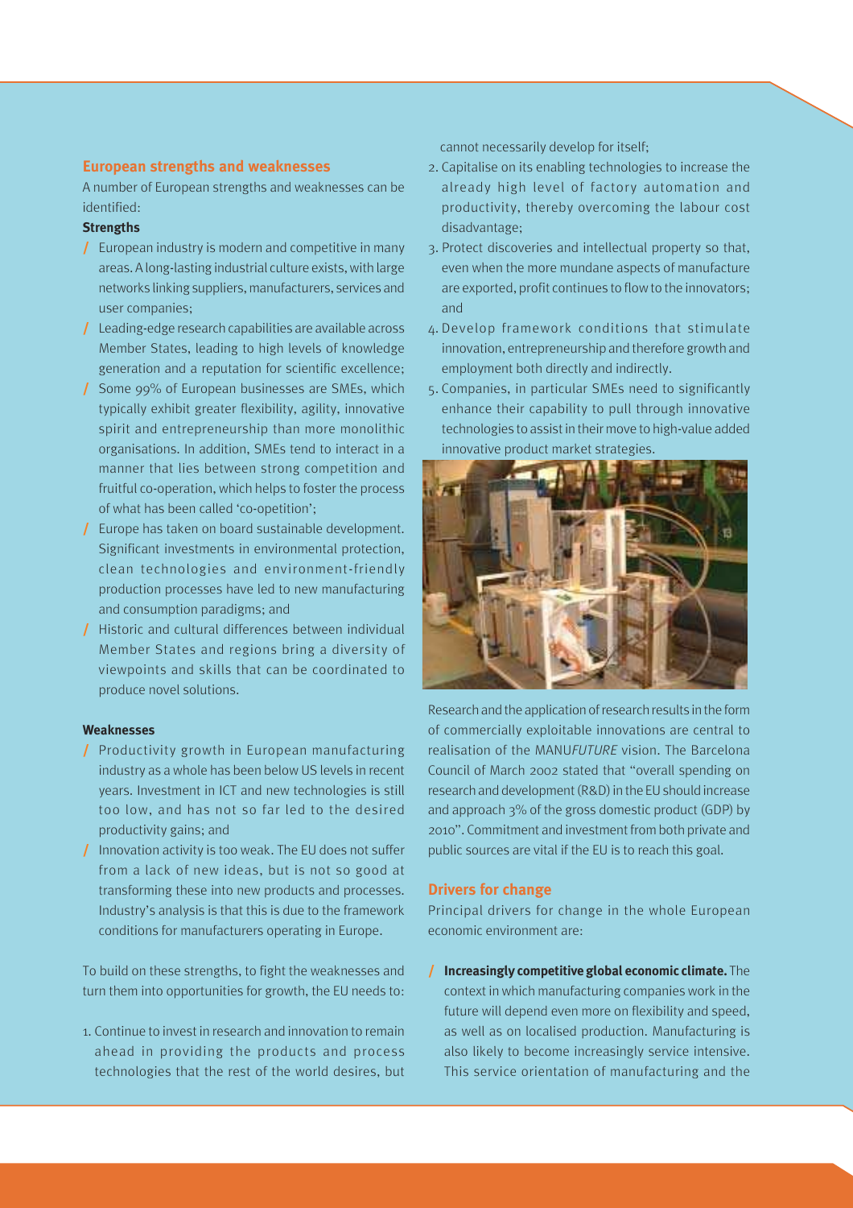## European strengths and weaknesses

A number of European strengths and weaknesses can be identified:

**Strengths**

- European industry is modern and competitive in many areas. A long-lasting industrial culture exists, with large networks linking suppliers, manufacturers, services and user companies;
- Leading-edge research capabilities are available across Member States, leading to high levels of knowledge generation and a reputation for scientific excellence;
- Some 99% of European businesses are SMEs, which typically exhibit greater flexibility, agility, innovative spirit and entrepreneurship than more monolithic organisations. In addition, SMEs tend to interact in a manner that lies between strong competition and fruitful co-operation, which helps to foster the process of what has been called 'co-opetition';
- Europe has taken on board sustainable development. Significant investments in environmental protection, clean technologies and environment-friendly production processes have led to new manufacturing and consumption paradigms; and
- Historic and cultural differences between individual Member States and regions bring a diversity of viewpoints and skills that can be coordinated to produce novel solutions.

**Weaknesses**

- Productivity growth in European manufacturing industry as a whole has been below US levels in recent years. Investment in ICT and new technologies is still too low, and has not so far led to the desired productivity gains; and
- Innovation activity is too weak. The EU does not suffer from a lack of new ideas, but is not so good at transforming these into new products and processes. Industry's analysis is that this is due to the framework conditions for manufacturers operating in Europe.

To build on these strengths, to fight the weaknesses and turn them into opportunities for growth, the EU needs to:

1. Continue to invest in research and innovation to remain ahead in providing the products and process technologies that the rest of the world desires, but cannot necessarily develop for itself;
2. Capitalise on its enabling technologies to increase the already high level of factory automation and productivity, thereby overcoming the labour cost disadvantage;
3. Protect discoveries and intellectual property so that, even when the more mundane aspects of manufacture are exported, profit continues to flow to the innovators; and
4. Develop framework conditions that stimulate innovation, entrepreneurship and therefore growth and employment both directly and indirectly.
5. Companies, in particular SMEs need to significantly enhance their capability to pull through innovative technologies to assist in their move to high-value added innovative product market strategies.

Research and the application of research results in the form of commercially exploitable innovations are central to realisation of the MANU*FUTURE* vision. The Barcelona Council of March 2002 stated that "overall spending on research and development (R&D) in the EU should increase and approach 3% of the gross domestic product (GDP) by 2010". Commitment and investment from both private and public sources are vital if the EU is to reach this goal.

## Drivers for change

Principal drivers for change in the whole European economic environment are:

- **Increasingly competitive global economic climate.** The context in which manufacturing companies work in the future will depend even more on flexibility and speed, as well as on localised production. Manufacturing is also likely to become increasingly service intensive. This service orientation of manufacturing and the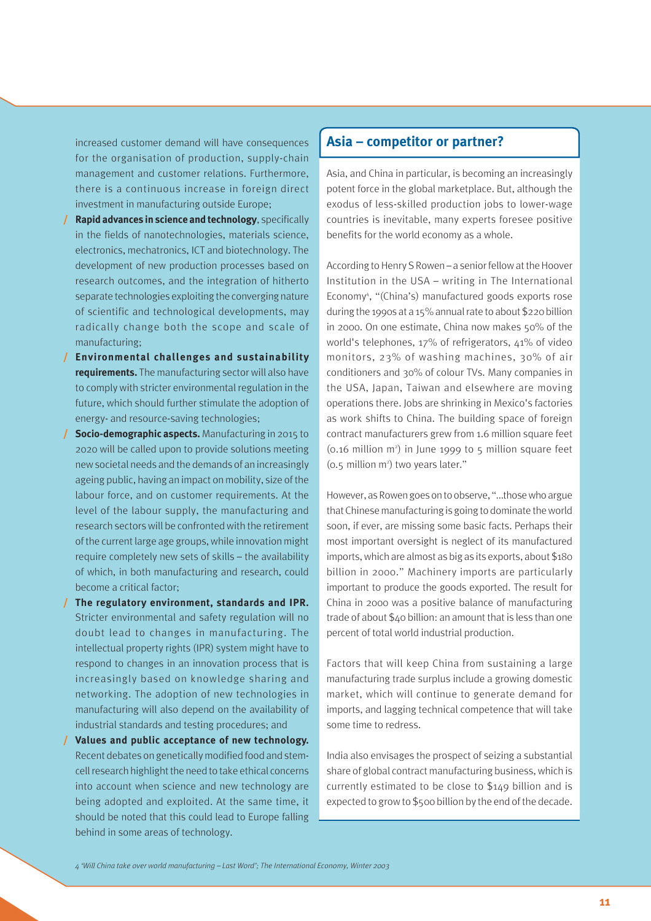increased customer demand will have consequences for the organisation of production, supply-chain management and customer relations. Furthermore, there is a continuous increase in foreign direct investment in manufacturing outside Europe;

- **Rapid advances in science and technology**, specifically in the fields of nanotechnologies, materials science, electronics, mechatronics, ICT and biotechnology. The development of new production processes based on research outcomes, and the integration of hitherto separate technologies exploiting the converging nature of scientific and technological developments, may radically change both the scope and scale of manufacturing;
- **Environmental challenges and sustainability requirements.** The manufacturing sector will also have to comply with stricter environmental regulation in the future, which should further stimulate the adoption of energy- and resource-saving technologies;
- **Socio-demographic aspects.** Manufacturing in 2015 to 2020 will be called upon to provide solutions meeting new societal needs and the demands of an increasingly ageing public, having an impact on mobility, size of the labour force, and on customer requirements. At the level of the labour supply, the manufacturing and research sectors will be confronted with the retirement of the current large age groups, while innovation might require completely new sets of skills – the availability of which, in both manufacturing and research, could become a critical factor;
- **The regulatory environment, standards and IPR.** Stricter environmental and safety regulation will no doubt lead to changes in manufacturing. The intellectual property rights (IPR) system might have to respond to changes in an innovation process that is increasingly based on knowledge sharing and networking. The adoption of new technologies in manufacturing will also depend on the availability of industrial standards and testing procedures; and
- **Values and public acceptance of new technology.** Recent debates on genetically modified food and stem-cell research highlight the need to take ethical concerns into account when science and new technology are being adopted and exploited. At the same time, it should be noted that this could lead to Europe falling behind in some areas of technology.

## Asia – competitor or partner?

Asia, and China in particular, is becoming an increasingly potent force in the global marketplace. But, although the exodus of less-skilled production jobs to lower-wage countries is inevitable, many experts foresee positive benefits for the world economy as a whole.

According to Henry S Rowen – a senior fellow at the Hoover Institution in the USA – writing in The International Economy[4], "(China's) manufactured goods exports rose during the 1990s at a 15% annual rate to about $220 billion in 2000. On one estimate, China now makes 50% of the world's telephones, 17% of refrigerators, 41% of video monitors, 23% of washing machines, 30% of air conditioners and 30% of colour TVs. Many companies in the USA, Japan, Taiwan and elsewhere are moving operations there. Jobs are shrinking in Mexico's factories as work shifts to China. The building space of foreign contract manufacturers grew from 1.6 million square feet (0.16 million m$^2$) in June 1999 to 5 million square feet (0.5 million m$^2$) two years later."

However, as Rowen goes on to observe, "…those who argue that Chinese manufacturing is going to dominate the world soon, if ever, are missing some basic facts. Perhaps their most important oversight is neglect of its manufactured imports, which are almost as big as its exports, about $180 billion in 2000." Machinery imports are particularly important to produce the goods exported. The result for China in 2000 was a positive balance of manufacturing trade of about $40 billion: an amount that is less than one percent of total world industrial production.

Factors that will keep China from sustaining a large manufacturing trade surplus include a growing domestic market, which will continue to generate demand for imports, and lagging technical competence that will take some time to redress.

India also envisages the prospect of seizing a substantial share of global contract manufacturing business, which is currently estimated to be close to $149 billion and is expected to grow to $500 billion by the end of the decade.

*4 'Will China take over world manufacturing – Last Word'; The International Economy, Winter 2003*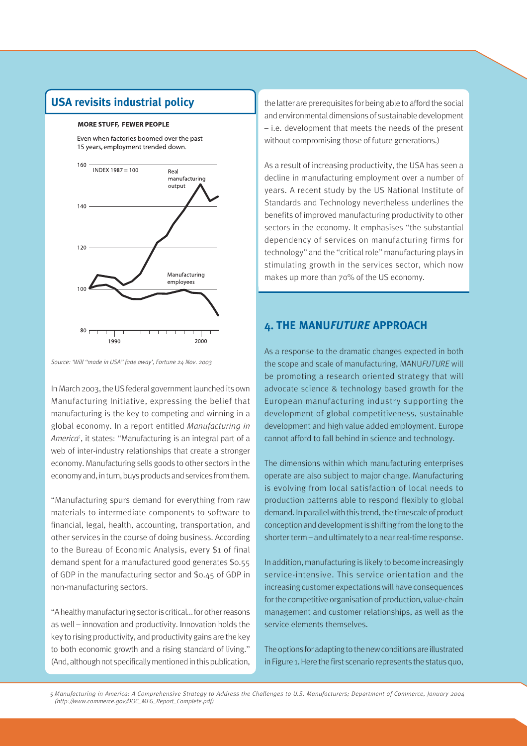## USA revisits industrial policy

**MORE STUFF, FEWER PEOPLE**

Even when factories boomed over the past 15 years, employment trended down.

Source: 'Will "made in USA" fade away', Fortune 24 Nov. 2003

In March 2003, the US federal government launched its own Manufacturing Initiative, expressing the belief that manufacturing is the key to competing and winning in a global economy. In a report entitled *Manufacturing in America*[5], it states: "Manufacturing is an integral part of a web of inter-industry relationships that create a stronger economy. Manufacturing sells goods to other sectors in the economy and, in turn, buys products and services from them.

"Manufacturing spurs demand for everything from raw materials to intermediate components to software to financial, legal, health, accounting, transportation, and other services in the course of doing business. According to the Bureau of Economic Analysis, every $1 of final demand spent for a manufactured good generates $0.55 of GDP in the manufacturing sector and $0.45 of GDP in non-manufacturing sectors.

"A healthy manufacturing sector is critical... for other reasons as well – innovation and productivity. Innovation holds the key to rising productivity, and productivity gains are the key to both economic growth and a rising standard of living." (And, although not specifically mentioned in this publication, the latter are prerequisites for being able to afford the social and environmental dimensions of sustainable development – i.e. development that meets the needs of the present without compromising those of future generations.)

As a result of increasing productivity, the USA has seen a decline in manufacturing employment over a number of years. A recent study by the US National Institute of Standards and Technology nevertheless underlines the benefits of improved manufacturing productivity to other sectors in the economy. It emphasises "the substantial dependency of services on manufacturing firms for technology" and the "critical role" manufacturing plays in stimulating growth in the services sector, which now makes up more than 70% of the US economy.

## 4. THE MANU*FUTURE* APPROACH

As a response to the dramatic changes expected in both the scope and scale of manufacturing, MANU*FUTURE* will be promoting a research oriented strategy that will advocate science & technology based growth for the European manufacturing industry supporting the development of global competitiveness, sustainable development and high value added employment. Europe cannot afford to fall behind in science and technology.

The dimensions within which manufacturing enterprises operate are also subject to major change. Manufacturing is evolving from local satisfaction of local needs to production patterns able to respond flexibly to global demand. In parallel with this trend, the timescale of product conception and development is shifting from the long to the shorter term – and ultimately to a near real-time response.

In addition, manufacturing is likely to become increasingly service-intensive. This service orientation and the increasing customer expectations will have consequences for the competitive organisation of production, value-chain management and customer relationships, as well as the service elements themselves.

The options for adapting to the new conditions are illustrated in Figure 1. Here the first scenario represents the status quo,

5 *Manufacturing in America: A Comprehensive Strategy to Address the Challenges to U.S. Manufacturers; Department of Commerce, January 2004 (http://www.commerce.gov/DOC_MFG_Report_Complete.pdf)*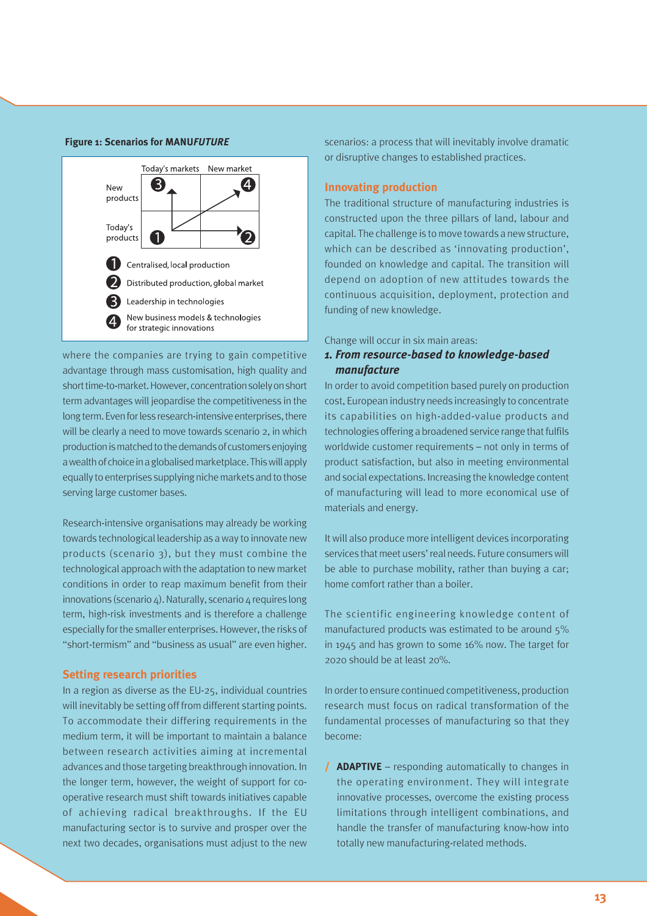**Figure 1: Scenarios for MANU*FUTURE***

| | Today's markets | New market |
|---|---|---|
| New products | 3 | 4 |
| Today's products | 1 | 2 |

1. Centralised, local production
2. Distributed production, global market
3. Leadership in technologies
4. New business models & technologies for strategic innovations

where the companies are trying to gain competitive advantage through mass customisation, high quality and short time-to-market. However, concentration solely on short term advantages will jeopardise the competitiveness in the long term. Even for less research-intensive enterprises, there will be clearly a need to move towards scenario 2, in which production is matched to the demands of customers enjoying a wealth of choice in a globalised marketplace. This will apply equally to enterprises supplying niche markets and to those serving large customer bases.

Research-intensive organisations may already be working towards technological leadership as a way to innovate new products (scenario 3), but they must combine the technological approach with the adaptation to new market conditions in order to reap maximum benefit from their innovations (scenario 4). Naturally, scenario 4 requires long term, high-risk investments and is therefore a challenge especially for the smaller enterprises. However, the risks of "short-termism" and "business as usual" are even higher.

## Setting research priorities

In a region as diverse as the EU-25, individual countries will inevitably be setting off from different starting points. To accommodate their differing requirements in the medium term, it will be important to maintain a balance between research activities aiming at incremental advances and those targeting breakthrough innovation. In the longer term, however, the weight of support for co-operative research must shift towards initiatives capable of achieving radical breakthroughs. If the EU manufacturing sector is to survive and prosper over the next two decades, organisations must adjust to the new scenarios: a process that will inevitably involve dramatic or disruptive changes to established practices.

## Innovating production

The traditional structure of manufacturing industries is constructed upon the three pillars of land, labour and capital. The challenge is to move towards a new structure, which can be described as 'innovating production', founded on knowledge and capital. The transition will depend on adoption of new attitudes towards the continuous acquisition, deployment, protection and funding of new knowledge.

Change will occur in six main areas:

### *1. From resource-based to knowledge-based manufacture*

In order to avoid competition based purely on production cost, European industry needs increasingly to concentrate its capabilities on high-added-value products and technologies offering a broadened service range that fulfils worldwide customer requirements – not only in terms of product satisfaction, but also in meeting environmental and social expectations. Increasing the knowledge content of manufacturing will lead to more economical use of materials and energy.

It will also produce more intelligent devices incorporating services that meet users' real needs. Future consumers will be able to purchase mobility, rather than buying a car; home comfort rather than a boiler.

The scientific engineering knowledge content of manufactured products was estimated to be around 5% in 1945 and has grown to some 16% now. The target for 2020 should be at least 20%.

In order to ensure continued competitiveness, production research must focus on radical transformation of the fundamental processes of manufacturing so that they become:

- **ADAPTIVE** – responding automatically to changes in the operating environment. They will integrate innovative processes, overcome the existing process limitations through intelligent combinations, and handle the transfer of manufacturing know-how into totally new manufacturing-related methods.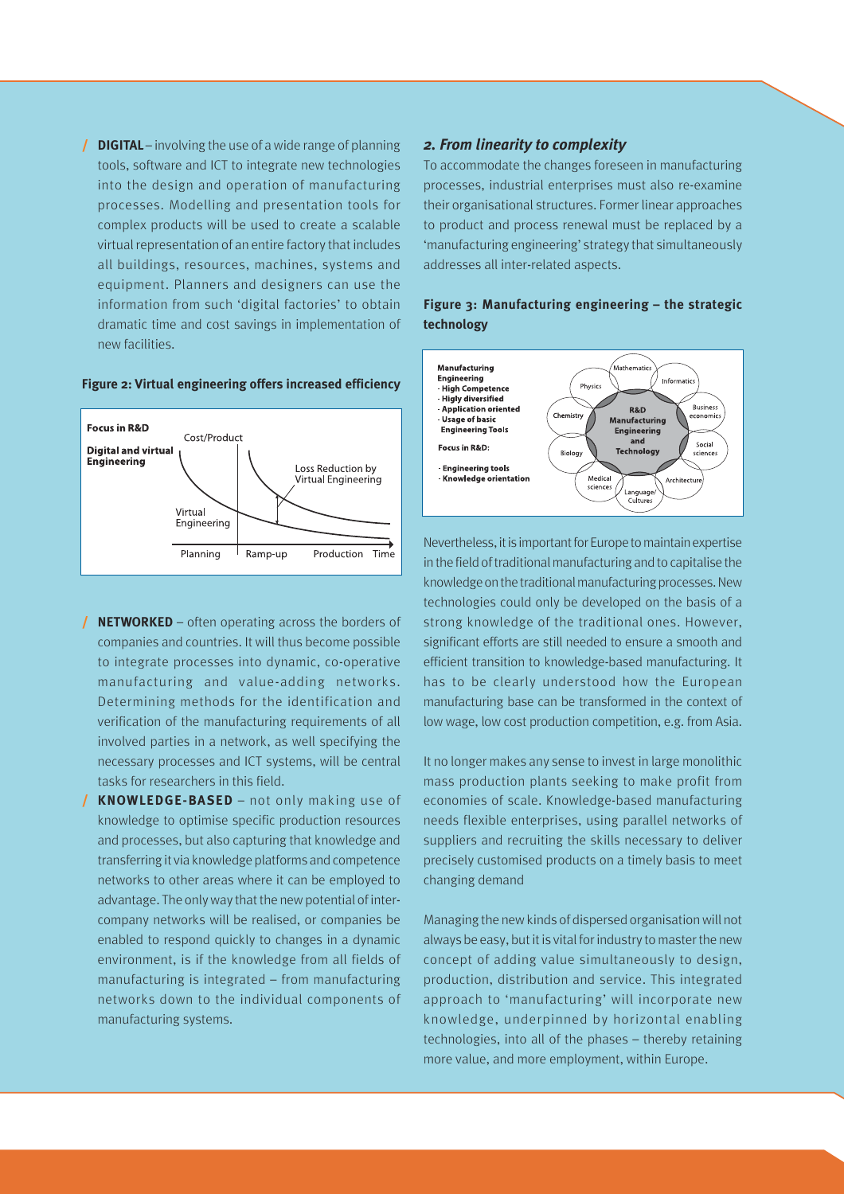/ **DIGITAL** – involving the use of a wide range of planning tools, software and ICT to integrate new technologies into the design and operation of manufacturing processes. Modelling and presentation tools for complex products will be used to create a scalable virtual representation of an entire factory that includes all buildings, resources, machines, systems and equipment. Planners and designers can use the information from such 'digital factories' to obtain dramatic time and cost savings in implementation of new facilities.

**Figure 2: Virtual engineering offers increased efficiency**

Focus in R&D

Digital and virtual Engineering

Cost/Product

Loss Reduction by Virtual Engineering

Virtual Engineering

Planning | Ramp-up | Production | Time

/ **NETWORKED** – often operating across the borders of companies and countries. It will thus become possible to integrate processes into dynamic, co-operative manufacturing and value-adding networks. Determining methods for the identification and verification of the manufacturing requirements of all involved parties in a network, as well specifying the necessary processes and ICT systems, will be central tasks for researchers in this field.

/ **KNOWLEDGE-BASED** – not only making use of knowledge to optimise specific production resources and processes, but also capturing that knowledge and transferring it via knowledge platforms and competence networks to other areas where it can be employed to advantage. The only way that the new potential of inter-company networks will be realised, or companies be enabled to respond quickly to changes in a dynamic environment, is if the knowledge from all fields of manufacturing is integrated – from manufacturing networks down to the individual components of manufacturing systems.

### *2. From linearity to complexity*

To accommodate the changes foreseen in manufacturing processes, industrial enterprises must also re-examine their organisational structures. Former linear approaches to product and process renewal must be replaced by a 'manufacturing engineering' strategy that simultaneously addresses all inter-related aspects.

**Figure 3: Manufacturing engineering – the strategic technology**

**Manufacturing Engineering**
- **High Competence**
- **Higly diversified**
- **Application oriented**
- **Usage of basic Engineering Tools**

**Focus in R&D:**
- **Engineering tools**
- **Knowledge orientation**

**R&D Manufacturing Engineering and Technology**

Mathematics, Informatics, Business economics, Social sciences, Architecture, Language/ Cultures, Medical sciences, Biology, Chemistry, Physics

Nevertheless, it is important for Europe to maintain expertise in the field of traditional manufacturing and to capitalise the knowledge on the traditional manufacturing processes. New technologies could only be developed on the basis of a strong knowledge of the traditional ones. However, significant efforts are still needed to ensure a smooth and efficient transition to knowledge-based manufacturing. It has to be clearly understood how the European manufacturing base can be transformed in the context of low wage, low cost production competition, e.g. from Asia.

It no longer makes any sense to invest in large monolithic mass production plants seeking to make profit from economies of scale. Knowledge-based manufacturing needs flexible enterprises, using parallel networks of suppliers and recruiting the skills necessary to deliver precisely customised products on a timely basis to meet changing demand

Managing the new kinds of dispersed organisation will not always be easy, but it is vital for industry to master the new concept of adding value simultaneously to design, production, distribution and service. This integrated approach to 'manufacturing' will incorporate new knowledge, underpinned by horizontal enabling technologies, into all of the phases – thereby retaining more value, and more employment, within Europe.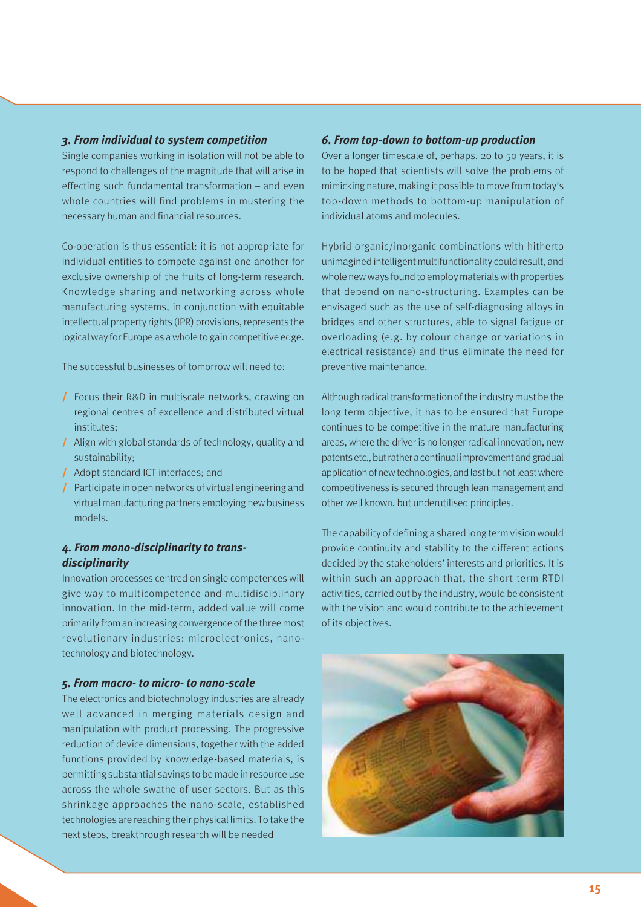### *3. From individual to system competition*

Single companies working in isolation will not be able to respond to challenges of the magnitude that will arise in effecting such fundamental transformation – and even whole countries will find problems in mustering the necessary human and financial resources.

Co-operation is thus essential: it is not appropriate for individual entities to compete against one another for exclusive ownership of the fruits of long-term research. Knowledge sharing and networking across whole manufacturing systems, in conjunction with equitable intellectual property rights (IPR) provisions, represents the logical way for Europe as a whole to gain competitive edge.

The successful businesses of tomorrow will need to:

- Focus their R&D in multiscale networks, drawing on regional centres of excellence and distributed virtual institutes;
- Align with global standards of technology, quality and sustainability;
- Adopt standard ICT interfaces; and
- Participate in open networks of virtual engineering and virtual manufacturing partners employing new business models.

### *4. From mono-disciplinarity to trans-disciplinarity*

Innovation processes centred on single competences will give way to multicompetence and multidisciplinary innovation. In the mid-term, added value will come primarily from an increasing convergence of the three most revolutionary industries: microelectronics, nano-technology and biotechnology.

### *5. From macro- to micro- to nano-scale*

The electronics and biotechnology industries are already well advanced in merging materials design and manipulation with product processing. The progressive reduction of device dimensions, together with the added functions provided by knowledge-based materials, is permitting substantial savings to be made in resource use across the whole swathe of user sectors. But as this shrinkage approaches the nano-scale, established technologies are reaching their physical limits. To take the next steps, breakthrough research will be needed

### *6. From top-down to bottom-up production*

Over a longer timescale of, perhaps, 20 to 50 years, it is to be hoped that scientists will solve the problems of mimicking nature, making it possible to move from today's top-down methods to bottom-up manipulation of individual atoms and molecules.

Hybrid organic/inorganic combinations with hitherto unimagined intelligent multifunctionality could result, and whole new ways found to employ materials with properties that depend on nano-structuring. Examples can be envisaged such as the use of self-diagnosing alloys in bridges and other structures, able to signal fatigue or overloading (e.g. by colour change or variations in electrical resistance) and thus eliminate the need for preventive maintenance.

Although radical transformation of the industry must be the long term objective, it has to be ensured that Europe continues to be competitive in the mature manufacturing areas, where the driver is no longer radical innovation, new patents etc., but rather a continual improvement and gradual application of new technologies, and last but not least where competitiveness is secured through lean management and other well known, but underutilised principles.

The capability of defining a shared long term vision would provide continuity and stability to the different actions decided by the stakeholders' interests and priorities. It is within such an approach that, the short term RTDI activities, carried out by the industry, would be consistent with the vision and would contribute to the achievement of its objectives.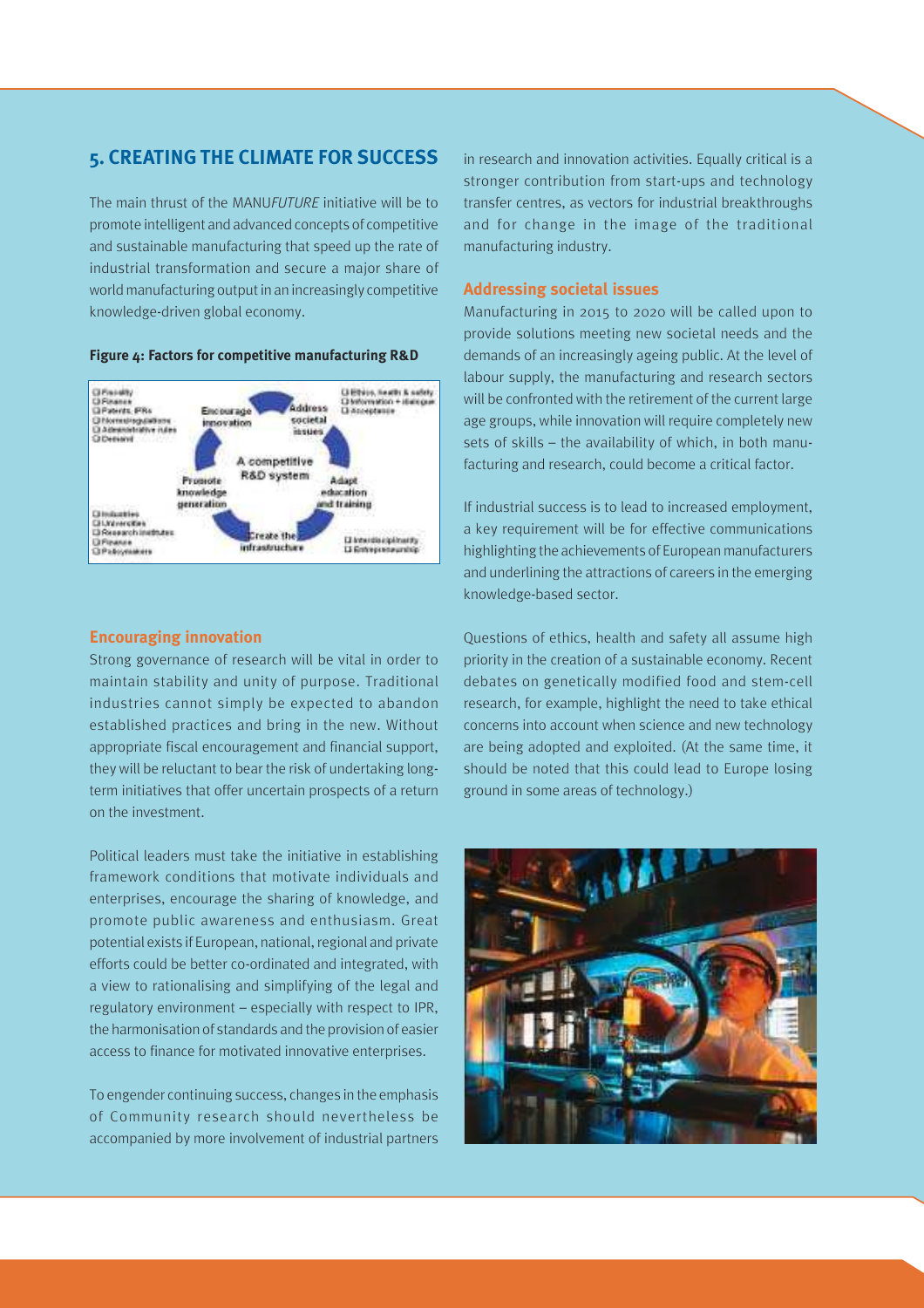## 5. CREATING THE CLIMATE FOR SUCCESS

The main thrust of the MANU*FUTURE* initiative will be to promote intelligent and advanced concepts of competitive and sustainable manufacturing that speed up the rate of industrial transformation and secure a major share of world manufacturing output in an increasingly competitive knowledge-driven global economy.

**Figure 4: Factors for competitive manufacturing R&D**

### Encouraging innovation

Strong governance of research will be vital in order to maintain stability and unity of purpose. Traditional industries cannot simply be expected to abandon established practices and bring in the new. Without appropriate fiscal encouragement and financial support, they will be reluctant to bear the risk of undertaking long-term initiatives that offer uncertain prospects of a return on the investment.

Political leaders must take the initiative in establishing framework conditions that motivate individuals and enterprises, encourage the sharing of knowledge, and promote public awareness and enthusiasm. Great potential exists if European, national, regional and private efforts could be better co-ordinated and integrated, with a view to rationalising and simplifying of the legal and regulatory environment – especially with respect to IPR, the harmonisation of standards and the provision of easier access to finance for motivated innovative enterprises.

To engender continuing success, changes in the emphasis of Community research should nevertheless be accompanied by more involvement of industrial partners in research and innovation activities. Equally critical is a stronger contribution from start-ups and technology transfer centres, as vectors for industrial breakthroughs and for change in the image of the traditional manufacturing industry.

### Addressing societal issues

Manufacturing in 2015 to 2020 will be called upon to provide solutions meeting new societal needs and the demands of an increasingly ageing public. At the level of labour supply, the manufacturing and research sectors will be confronted with the retirement of the current large age groups, while innovation will require completely new sets of skills – the availability of which, in both manufacturing and research, could become a critical factor.

If industrial success is to lead to increased employment, a key requirement will be for effective communications highlighting the achievements of European manufacturers and underlining the attractions of careers in the emerging knowledge-based sector.

Questions of ethics, health and safety all assume high priority in the creation of a sustainable economy. Recent debates on genetically modified food and stem-cell research, for example, highlight the need to take ethical concerns into account when science and new technology are being adopted and exploited. (At the same time, it should be noted that this could lead to Europe losing ground in some areas of technology.)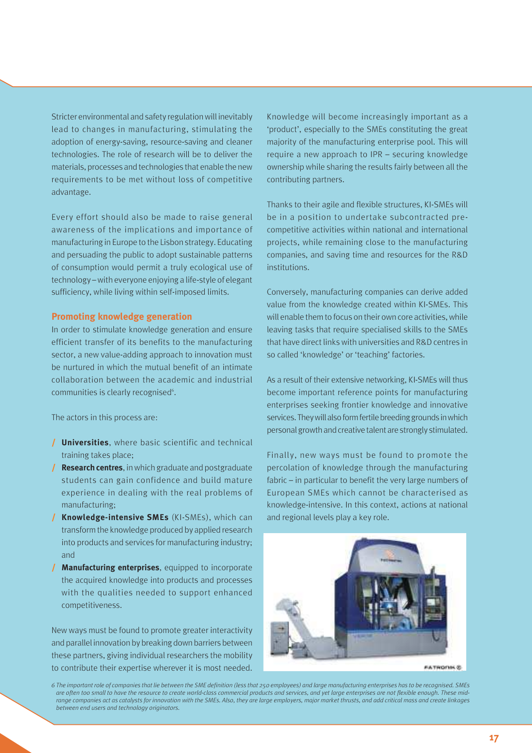Stricter environmental and safety regulation will inevitably lead to changes in manufacturing, stimulating the adoption of energy-saving, resource-saving and cleaner technologies. The role of research will be to deliver the materials, processes and technologies that enable the new requirements to be met without loss of competitive advantage.

Every effort should also be made to raise general awareness of the implications and importance of manufacturing in Europe to the Lisbon strategy. Educating and persuading the public to adopt sustainable patterns of consumption would permit a truly ecological use of technology – with everyone enjoying a life-style of elegant sufficiency, while living within self-imposed limits.

## Promoting knowledge generation

In order to stimulate knowledge generation and ensure efficient transfer of its benefits to the manufacturing sector, a new value-adding approach to innovation must be nurtured in which the mutual benefit of an intimate collaboration between the academic and industrial communities is clearly recognised[6].

The actors in this process are:

- **Universities**, where basic scientific and technical training takes place;
- **Research centres**, in which graduate and postgraduate students can gain confidence and build mature experience in dealing with the real problems of manufacturing;
- **Knowledge-intensive SMEs** (KI-SMEs), which can transform the knowledge produced by applied research into products and services for manufacturing industry; and
- **Manufacturing enterprises**, equipped to incorporate the acquired knowledge into products and processes with the qualities needed to support enhanced competitiveness.

New ways must be found to promote greater interactivity and parallel innovation by breaking down barriers between these partners, giving individual researchers the mobility to contribute their expertise wherever it is most needed.

Knowledge will become increasingly important as a 'product', especially to the SMEs constituting the great majority of the manufacturing enterprise pool. This will require a new approach to IPR – securing knowledge ownership while sharing the results fairly between all the contributing partners.

Thanks to their agile and flexible structures, KI-SMEs will be in a position to undertake subcontracted pre-competitive activities within national and international projects, while remaining close to the manufacturing companies, and saving time and resources for the R&D institutions.

Conversely, manufacturing companies can derive added value from the knowledge created within KI-SMEs. This will enable them to focus on their own core activities, while leaving tasks that require specialised skills to the SMEs that have direct links with universities and R&D centres in so called 'knowledge' or 'teaching' factories.

As a result of their extensive networking, KI-SMEs will thus become important reference points for manufacturing enterprises seeking frontier knowledge and innovative services. They will also form fertile breeding grounds in which personal growth and creative talent are strongly stimulated.

Finally, new ways must be found to promote the percolation of knowledge through the manufacturing fabric – in particular to benefit the very large numbers of European SMEs which cannot be characterised as knowledge-intensive. In this context, actions at national and regional levels play a key role.

FATRONIK ©

*6 The important role of companies that lie between the SME definition (less that 250 employees) and large manufacturing enterprises has to be recognised. SMEs are often too small to have the resource to create world-class commercial products and services, and yet large enterprises are not flexible enough. These mid-range companies act as catalysts for innovation with the SMEs. Also, they are large employers, major market thrusts, and add critical mass and create linkages between end users and technology originators.*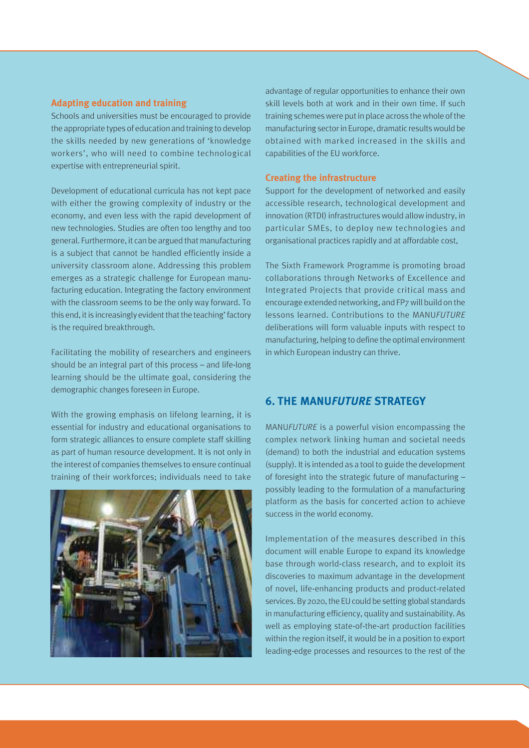### Adapting education and training

Schools and universities must be encouraged to provide the appropriate types of education and training to develop the skills needed by new generations of 'knowledge workers', who will need to combine technological expertise with entrepreneurial spirit.

Development of educational curricula has not kept pace with either the growing complexity of industry or the economy, and even less with the rapid development of new technologies. Studies are often too lengthy and too general. Furthermore, it can be argued that manufacturing is a subject that cannot be handled efficiently inside a university classroom alone. Addressing this problem emerges as a strategic challenge for European manufacturing education. Integrating the factory environment with the classroom seems to be the only way forward. To this end, it is increasingly evident that the teaching' factory is the required breakthrough.

Facilitating the mobility of researchers and engineers should be an integral part of this process – and life-long learning should be the ultimate goal, considering the demographic changes foreseen in Europe.

With the growing emphasis on lifelong learning, it is essential for industry and educational organisations to form strategic alliances to ensure complete staff skilling as part of human resource development. It is not only in the interest of companies themselves to ensure continual training of their workforces; individuals need to take advantage of regular opportunities to enhance their own skill levels both at work and in their own time. If such training schemes were put in place across the whole of the manufacturing sector in Europe, dramatic results would be obtained with marked increased in the skills and capabilities of the EU workforce.

### Creating the infrastructure

Support for the development of networked and easily accessible research, technological development and innovation (RTDI) infrastructures would allow industry, in particular SMEs, to deploy new technologies and organisational practices rapidly and at affordable cost,

The Sixth Framework Programme is promoting broad collaborations through Networks of Excellence and Integrated Projects that provide critical mass and encourage extended networking, and FP7 will build on the lessons learned. Contributions to the MANU*FUTURE* deliberations will form valuable inputs with respect to manufacturing, helping to define the optimal environment in which European industry can thrive.

## 6. THE MANU*FUTURE* STRATEGY

MANU*FUTURE* is a powerful vision encompassing the complex network linking human and societal needs (demand) to both the industrial and education systems (supply). It is intended as a tool to guide the development of foresight into the strategic future of manufacturing – possibly leading to the formulation of a manufacturing platform as the basis for concerted action to achieve success in the world economy.

Implementation of the measures described in this document will enable Europe to expand its knowledge base through world-class research, and to exploit its discoveries to maximum advantage in the development of novel, life-enhancing products and product-related services. By 2020, the EU could be setting global standards in manufacturing efficiency, quality and sustainability. As well as employing state-of-the-art production facilities within the region itself, it would be in a position to export leading-edge processes and resources to the rest of the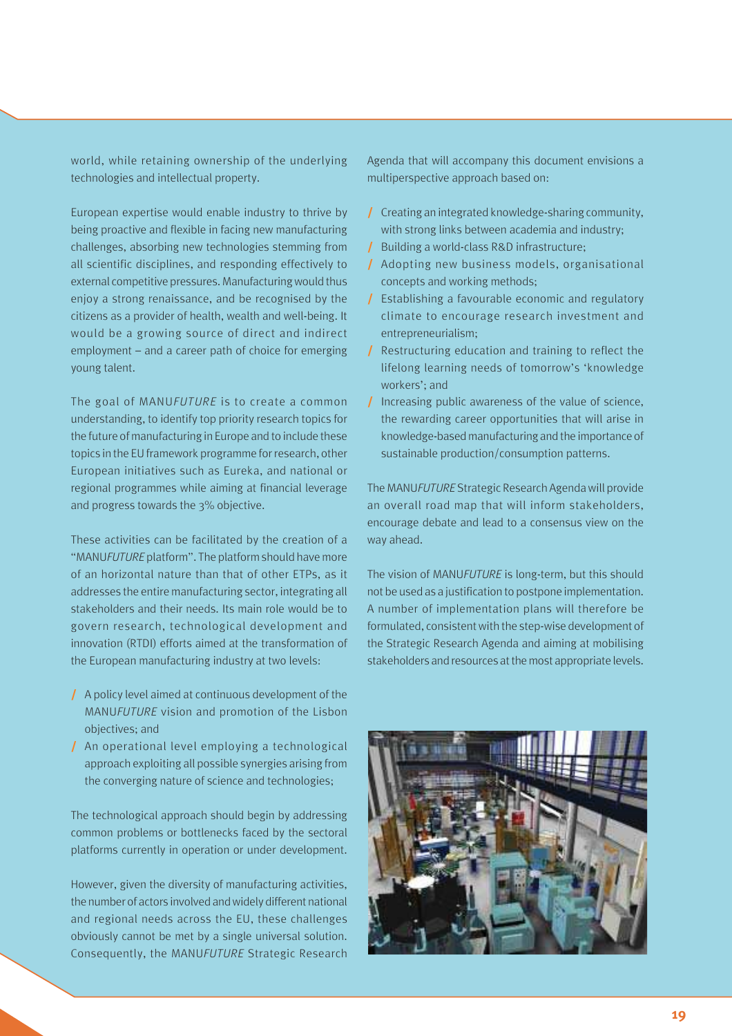world, while retaining ownership of the underlying technologies and intellectual property.

European expertise would enable industry to thrive by being proactive and flexible in facing new manufacturing challenges, absorbing new technologies stemming from all scientific disciplines, and responding effectively to external competitive pressures. Manufacturing would thus enjoy a strong renaissance, and be recognised by the citizens as a provider of health, wealth and well-being. It would be a growing source of direct and indirect employment – and a career path of choice for emerging young talent.

The goal of MANU*FUTURE* is to create a common understanding, to identify top priority research topics for the future of manufacturing in Europe and to include these topics in the EU framework programme for research, other European initiatives such as Eureka, and national or regional programmes while aiming at financial leverage and progress towards the 3% objective.

These activities can be facilitated by the creation of a "MANU*FUTURE* platform". The platform should have more of an horizontal nature than that of other ETPs, as it addresses the entire manufacturing sector, integrating all stakeholders and their needs. Its main role would be to govern research, technological development and innovation (RTDI) efforts aimed at the transformation of the European manufacturing industry at two levels:

- A policy level aimed at continuous development of the MANU*FUTURE* vision and promotion of the Lisbon objectives; and
- An operational level employing a technological approach exploiting all possible synergies arising from the converging nature of science and technologies;

The technological approach should begin by addressing common problems or bottlenecks faced by the sectoral platforms currently in operation or under development.

However, given the diversity of manufacturing activities, the number of actors involved and widely different national and regional needs across the EU, these challenges obviously cannot be met by a single universal solution. Consequently, the MANU*FUTURE* Strategic Research Agenda that will accompany this document envisions a multiperspective approach based on:

- Creating an integrated knowledge-sharing community, with strong links between academia and industry;
- Building a world-class R&D infrastructure;
- Adopting new business models, organisational concepts and working methods;
- Establishing a favourable economic and regulatory climate to encourage research investment and entrepreneurialism;
- Restructuring education and training to reflect the lifelong learning needs of tomorrow's 'knowledge workers'; and
- Increasing public awareness of the value of science, the rewarding career opportunities that will arise in knowledge-based manufacturing and the importance of sustainable production/consumption patterns.

The MANU*FUTURE* Strategic Research Agenda will provide an overall road map that will inform stakeholders, encourage debate and lead to a consensus view on the way ahead.

The vision of MANU*FUTURE* is long-term, but this should not be used as a justification to postpone implementation. A number of implementation plans will therefore be formulated, consistent with the step-wise development of the Strategic Research Agenda and aiming at mobilising stakeholders and resources at the most appropriate levels.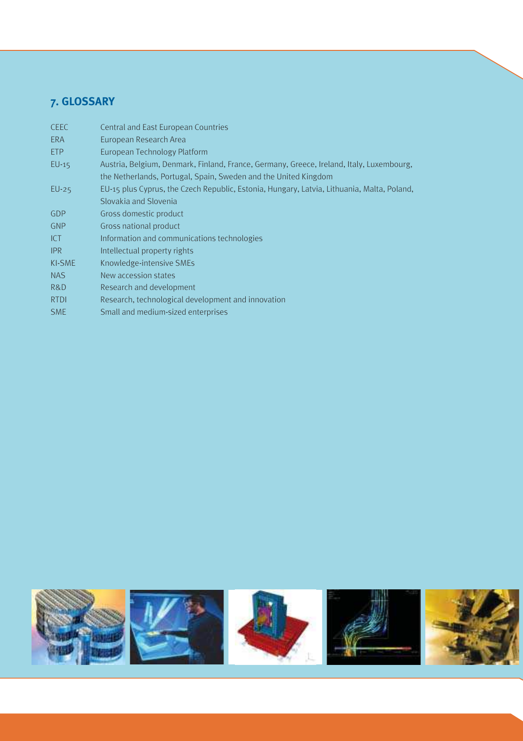## 7. GLOSSARY

| | |
|---|---|
| CEEC | Central and East European Countries |
| ERA | European Research Area |
| ETP | European Technology Platform |
| EU-15 | Austria, Belgium, Denmark, Finland, France, Germany, Greece, Ireland, Italy, Luxembourg, the Netherlands, Portugal, Spain, Sweden and the United Kingdom |
| EU-25 | EU-15 plus Cyprus, the Czech Republic, Estonia, Hungary, Latvia, Lithuania, Malta, Poland, Slovakia and Slovenia |
| GDP | Gross domestic product |
| GNP | Gross national product |
| ICT | Information and communications technologies |
| IPR | Intellectual property rights |
| KI-SME | Knowledge-intensive SMEs |
| NAS | New accession states |
| R&D | Research and development |
| RTDI | Research, technological development and innovation |
| SME | Small and medium-sized enterprises |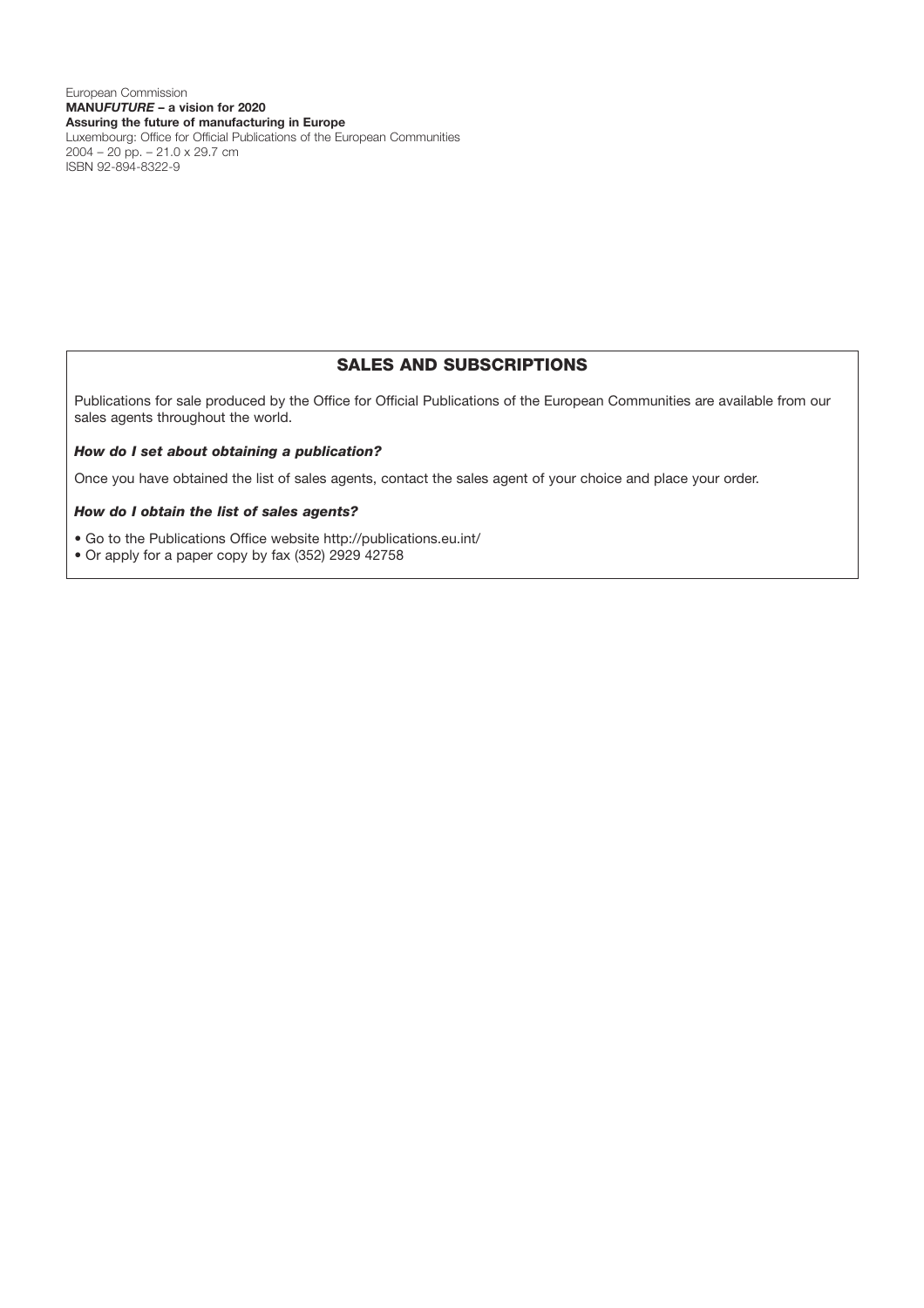European Commission
**MANU*FUTURE* – a vision for 2020**
**Assuring the future of manufacturing in Europe**
Luxembourg: Office for Official Publications of the European Communities
2004 – 20 pp. – 21.0 x 29.7 cm
ISBN 92-894-8322-9

## SALES AND SUBSCRIPTIONS

Publications for sale produced by the Office for Official Publications of the European Communities are available from our sales agents throughout the world.

***How do I set about obtaining a publication?***

Once you have obtained the list of sales agents, contact the sales agent of your choice and place your order.

***How do I obtain the list of sales agents?***

- Go to the Publications Office website http://publications.eu.int/
- Or apply for a paper copy by fax (352) 2929 42758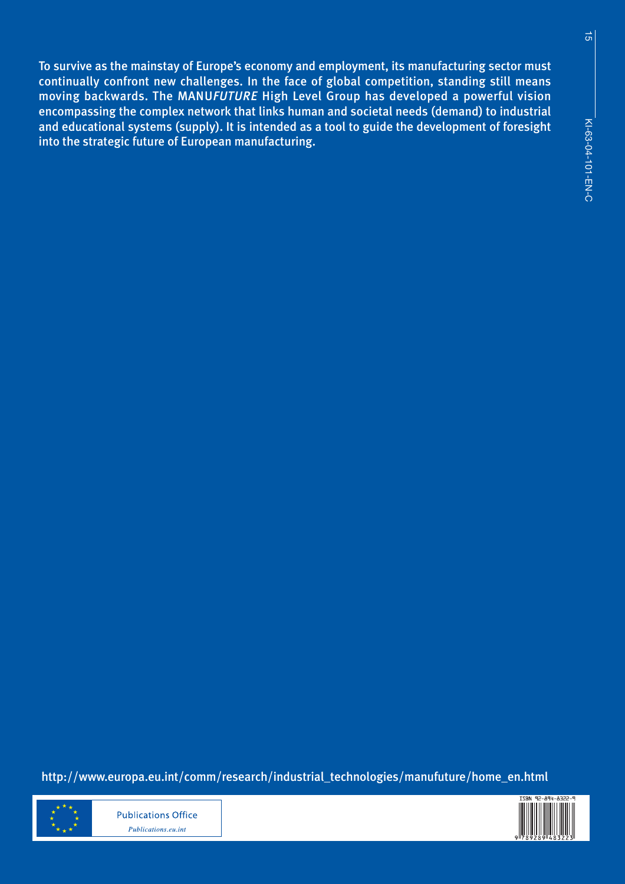**To survive as the mainstay of Europe's economy and employment, its manufacturing sector must continually confront new challenges. In the face of global competition, standing still means moving backwards. The MANU*FUTURE* High Level Group has developed a powerful vision encompassing the complex network that links human and societal needs (demand) to industrial and educational systems (supply). It is intended as a tool to guide the development of foresight into the strategic future of European manufacturing.**

KI-63-04-101-EN-C

http://www.europa.eu.int/comm/research/industrial_technologies/manufuture/home_en.html

Publications Office
*Publications.eu.int*

ISBN 92-894-8322-9